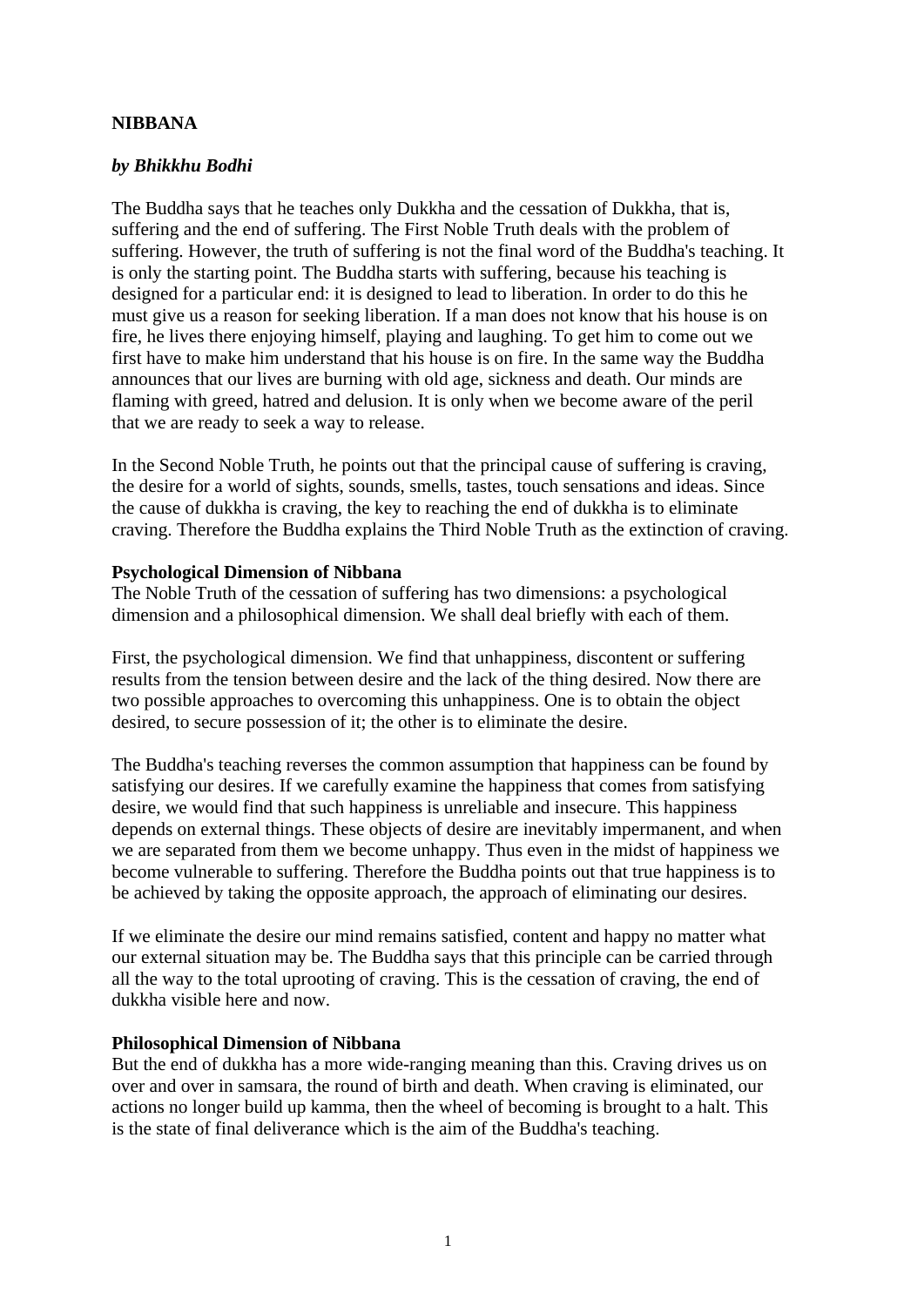# NIBBANA

***by Bhikkhu Bodhi***

The Buddha says that he teaches only Dukkha and the cessation of Dukkha, that is, suffering and the end of suffering. The First Noble Truth deals with the problem of suffering. However, the truth of suffering is not the final word of the Buddha's teaching. It is only the starting point. The Buddha starts with suffering, because his teaching is designed for a particular end: it is designed to lead to liberation. In order to do this he must give us a reason for seeking liberation. If a man does not know that his house is on fire, he lives there enjoying himself, playing and laughing. To get him to come out we first have to make him understand that his house is on fire. In the same way the Buddha announces that our lives are burning with old age, sickness and death. Our minds are flaming with greed, hatred and delusion. It is only when we become aware of the peril that we are ready to seek a way to release.

In the Second Noble Truth, he points out that the principal cause of suffering is craving, the desire for a world of sights, sounds, smells, tastes, touch sensations and ideas. Since the cause of dukkha is craving, the key to reaching the end of dukkha is to eliminate craving. Therefore the Buddha explains the Third Noble Truth as the extinction of craving.

## Psychological Dimension of Nibbana

The Noble Truth of the cessation of suffering has two dimensions: a psychological dimension and a philosophical dimension. We shall deal briefly with each of them.

First, the psychological dimension. We find that unhappiness, discontent or suffering results from the tension between desire and the lack of the thing desired. Now there are two possible approaches to overcoming this unhappiness. One is to obtain the object desired, to secure possession of it; the other is to eliminate the desire.

The Buddha's teaching reverses the common assumption that happiness can be found by satisfying our desires. If we carefully examine the happiness that comes from satisfying desire, we would find that such happiness is unreliable and insecure. This happiness depends on external things. These objects of desire are inevitably impermanent, and when we are separated from them we become unhappy. Thus even in the midst of happiness we become vulnerable to suffering. Therefore the Buddha points out that true happiness is to be achieved by taking the opposite approach, the approach of eliminating our desires.

If we eliminate the desire our mind remains satisfied, content and happy no matter what our external situation may be. The Buddha says that this principle can be carried through all the way to the total uprooting of craving. This is the cessation of craving, the end of dukkha visible here and now.

## Philosophical Dimension of Nibbana

But the end of dukkha has a more wide-ranging meaning than this. Craving drives us on over and over in samsara, the round of birth and death. When craving is eliminated, our actions no longer build up kamma, then the wheel of becoming is brought to a halt. This is the state of final deliverance which is the aim of the Buddha's teaching.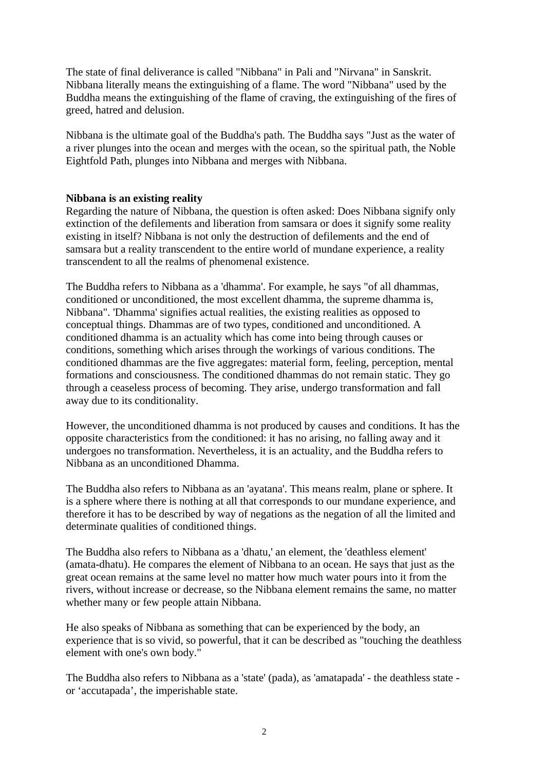The state of final deliverance is called "Nibbana" in Pali and "Nirvana" in Sanskrit. Nibbana literally means the extinguishing of a flame. The word "Nibbana" used by the Buddha means the extinguishing of the flame of craving, the extinguishing of the fires of greed, hatred and delusion.

Nibbana is the ultimate goal of the Buddha's path. The Buddha says "Just as the water of a river plunges into the ocean and merges with the ocean, so the spiritual path, the Noble Eightfold Path, plunges into Nibbana and merges with Nibbana.

**Nibbana is an existing reality**

Regarding the nature of Nibbana, the question is often asked: Does Nibbana signify only extinction of the defilements and liberation from samsara or does it signify some reality existing in itself? Nibbana is not only the destruction of defilements and the end of samsara but a reality transcendent to the entire world of mundane experience, a reality transcendent to all the realms of phenomenal existence.

The Buddha refers to Nibbana as a 'dhamma'. For example, he says "of all dhammas, conditioned or unconditioned, the most excellent dhamma, the supreme dhamma is, Nibbana". 'Dhamma' signifies actual realities, the existing realities as opposed to conceptual things. Dhammas are of two types, conditioned and unconditioned. A conditioned dhamma is an actuality which has come into being through causes or conditions, something which arises through the workings of various conditions. The conditioned dhammas are the five aggregates: material form, feeling, perception, mental formations and consciousness. The conditioned dhammas do not remain static. They go through a ceaseless process of becoming. They arise, undergo transformation and fall away due to its conditionality.

However, the unconditioned dhamma is not produced by causes and conditions. It has the opposite characteristics from the conditioned: it has no arising, no falling away and it undergoes no transformation. Nevertheless, it is an actuality, and the Buddha refers to Nibbana as an unconditioned Dhamma.

The Buddha also refers to Nibbana as an 'ayatana'. This means realm, plane or sphere. It is a sphere where there is nothing at all that corresponds to our mundane experience, and therefore it has to be described by way of negations as the negation of all the limited and determinate qualities of conditioned things.

The Buddha also refers to Nibbana as a 'dhatu,' an element, the 'deathless element' (amata-dhatu). He compares the element of Nibbana to an ocean. He says that just as the great ocean remains at the same level no matter how much water pours into it from the rivers, without increase or decrease, so the Nibbana element remains the same, no matter whether many or few people attain Nibbana.

He also speaks of Nibbana as something that can be experienced by the body, an experience that is so vivid, so powerful, that it can be described as "touching the deathless element with one's own body."

The Buddha also refers to Nibbana as a 'state' (pada), as 'amatapada' - the deathless state - or ‘accutapada’, the imperishable state.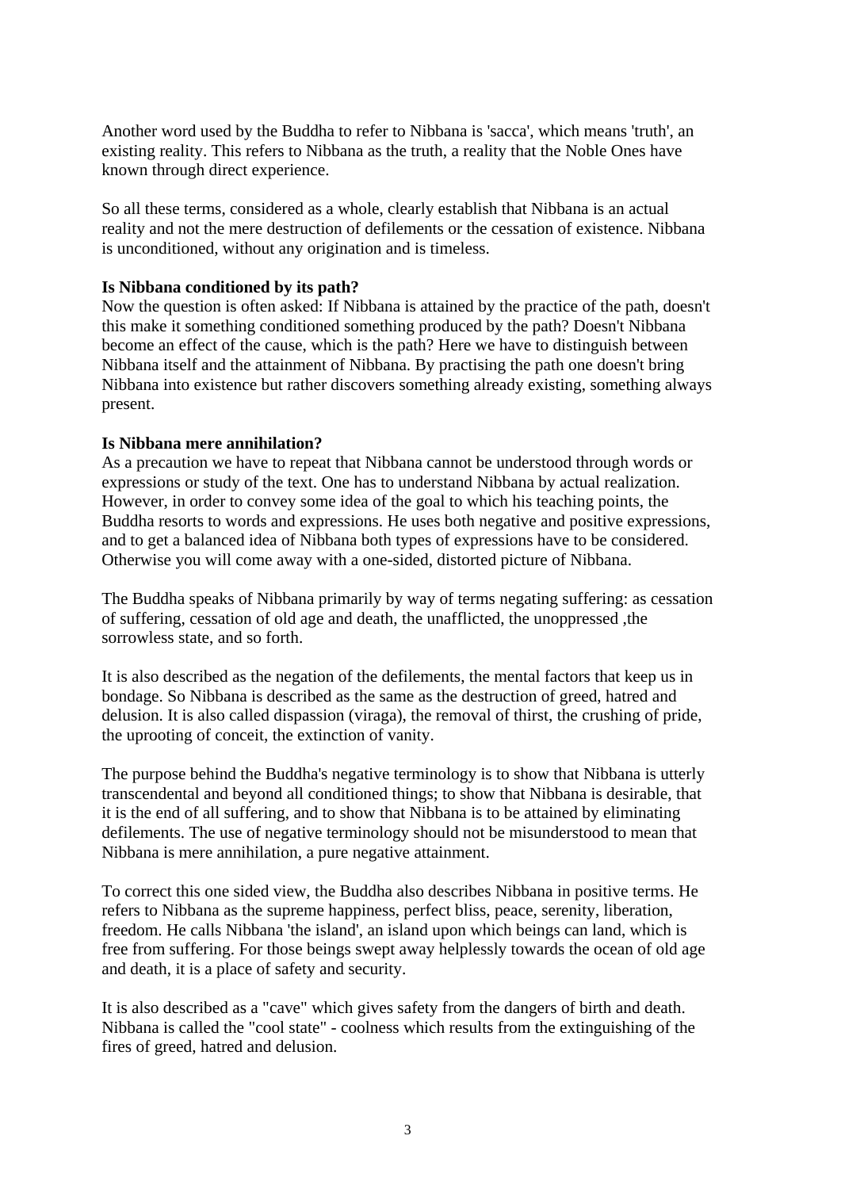Another word used by the Buddha to refer to Nibbana is 'sacca', which means 'truth', an existing reality. This refers to Nibbana as the truth, a reality that the Noble Ones have known through direct experience.

So all these terms, considered as a whole, clearly establish that Nibbana is an actual reality and not the mere destruction of defilements or the cessation of existence. Nibbana is unconditioned, without any origination and is timeless.

**Is Nibbana conditioned by its path?**
Now the question is often asked: If Nibbana is attained by the practice of the path, doesn't this make it something conditioned something produced by the path? Doesn't Nibbana become an effect of the cause, which is the path? Here we have to distinguish between Nibbana itself and the attainment of Nibbana. By practising the path one doesn't bring Nibbana into existence but rather discovers something already existing, something always present.

**Is Nibbana mere annihilation?**
As a precaution we have to repeat that Nibbana cannot be understood through words or expressions or study of the text. One has to understand Nibbana by actual realization. However, in order to convey some idea of the goal to which his teaching points, the Buddha resorts to words and expressions. He uses both negative and positive expressions, and to get a balanced idea of Nibbana both types of expressions have to be considered. Otherwise you will come away with a one-sided, distorted picture of Nibbana.

The Buddha speaks of Nibbana primarily by way of terms negating suffering: as cessation of suffering, cessation of old age and death, the unafflicted, the unoppressed ,the sorrowless state, and so forth.

It is also described as the negation of the defilements, the mental factors that keep us in bondage. So Nibbana is described as the same as the destruction of greed, hatred and delusion. It is also called dispassion (viraga), the removal of thirst, the crushing of pride, the uprooting of conceit, the extinction of vanity.

The purpose behind the Buddha's negative terminology is to show that Nibbana is utterly transcendental and beyond all conditioned things; to show that Nibbana is desirable, that it is the end of all suffering, and to show that Nibbana is to be attained by eliminating defilements. The use of negative terminology should not be misunderstood to mean that Nibbana is mere annihilation, a pure negative attainment.

To correct this one sided view, the Buddha also describes Nibbana in positive terms. He refers to Nibbana as the supreme happiness, perfect bliss, peace, serenity, liberation, freedom. He calls Nibbana 'the island', an island upon which beings can land, which is free from suffering. For those beings swept away helplessly towards the ocean of old age and death, it is a place of safety and security.

It is also described as a "cave" which gives safety from the dangers of birth and death. Nibbana is called the "cool state" - coolness which results from the extinguishing of the fires of greed, hatred and delusion.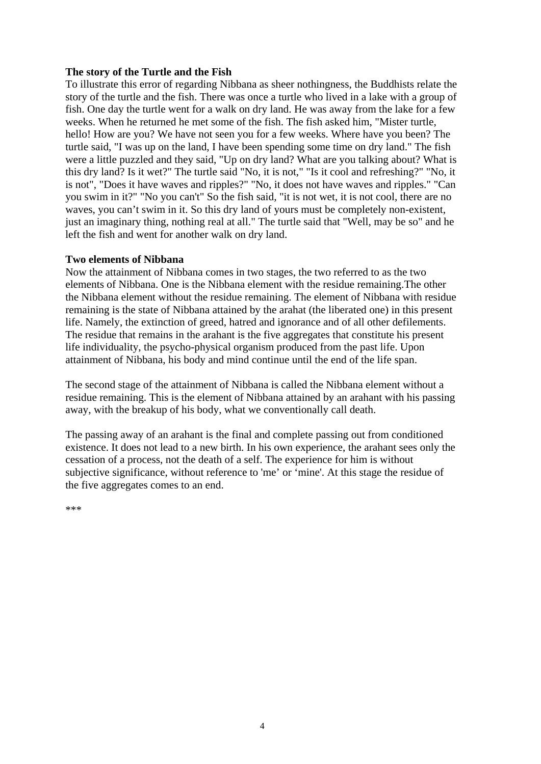**The story of the Turtle and the Fish**

To illustrate this error of regarding Nibbana as sheer nothingness, the Buddhists relate the story of the turtle and the fish. There was once a turtle who lived in a lake with a group of fish. One day the turtle went for a walk on dry land. He was away from the lake for a few weeks. When he returned he met some of the fish. The fish asked him, "Mister turtle, hello! How are you? We have not seen you for a few weeks. Where have you been? The turtle said, "I was up on the land, I have been spending some time on dry land." The fish were a little puzzled and they said, "Up on dry land? What are you talking about? What is this dry land? Is it wet?" The turtle said "No, it is not," "Is it cool and refreshing?" "No, it is not", "Does it have waves and ripples?" "No, it does not have waves and ripples." "Can you swim in it?" "No you can't" So the fish said, "it is not wet, it is not cool, there are no waves, you can’t swim in it. So this dry land of yours must be completely non-existent, just an imaginary thing, nothing real at all." The turtle said that "Well, may be so" and he left the fish and went for another walk on dry land.

**Two elements of Nibbana**

Now the attainment of Nibbana comes in two stages, the two referred to as the two elements of Nibbana. One is the Nibbana element with the residue remaining.The other the Nibbana element without the residue remaining. The element of Nibbana with residue remaining is the state of Nibbana attained by the arahat (the liberated one) in this present life. Namely, the extinction of greed, hatred and ignorance and of all other defilements. The residue that remains in the arahant is the five aggregates that constitute his present life individuality, the psycho-physical organism produced from the past life. Upon attainment of Nibbana, his body and mind continue until the end of the life span.

The second stage of the attainment of Nibbana is called the Nibbana element without a residue remaining. This is the element of Nibbana attained by an arahant with his passing away, with the breakup of his body, what we conventionally call death.

The passing away of an arahant is the final and complete passing out from conditioned existence. It does not lead to a new birth. In his own experience, the arahant sees only the cessation of a process, not the death of a self. The experience for him is without subjective significance, without reference to 'me’ or ‘mine'. At this stage the residue of the five aggregates comes to an end.

***